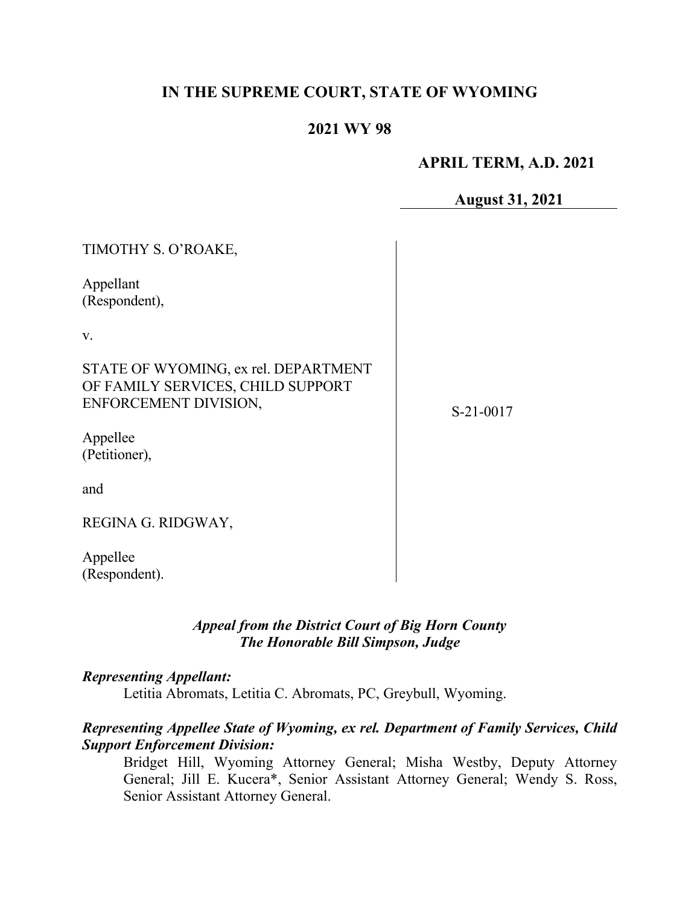# IN THE SUPREME COURT, STATE OF WYOMING

## 2021 WY 98

**APRIL TERM, A.D. 2021**

**August 31, 2021**

TIMOTHY S. O'ROAKE,

Appellant
(Respondent),

v.

STATE OF WYOMING, ex rel. DEPARTMENT OF FAMILY SERVICES, CHILD SUPPORT ENFORCEMENT DIVISION,

Appellee
(Petitioner),

and

REGINA G. RIDGWAY,

Appellee
(Respondent).

S-21-0017

***Appeal from the District Court of Big Horn County***
***The Honorable Bill Simpson, Judge***

***Representing Appellant:***

Letitia Abromats, Letitia C. Abromats, PC, Greybull, Wyoming.

***Representing Appellee State of Wyoming, ex rel. Department of Family Services, Child Support Enforcement Division:***

Bridget Hill, Wyoming Attorney General; Misha Westby, Deputy Attorney General; Jill E. Kucera*, Senior Assistant Attorney General; Wendy S. Ross, Senior Assistant Attorney General.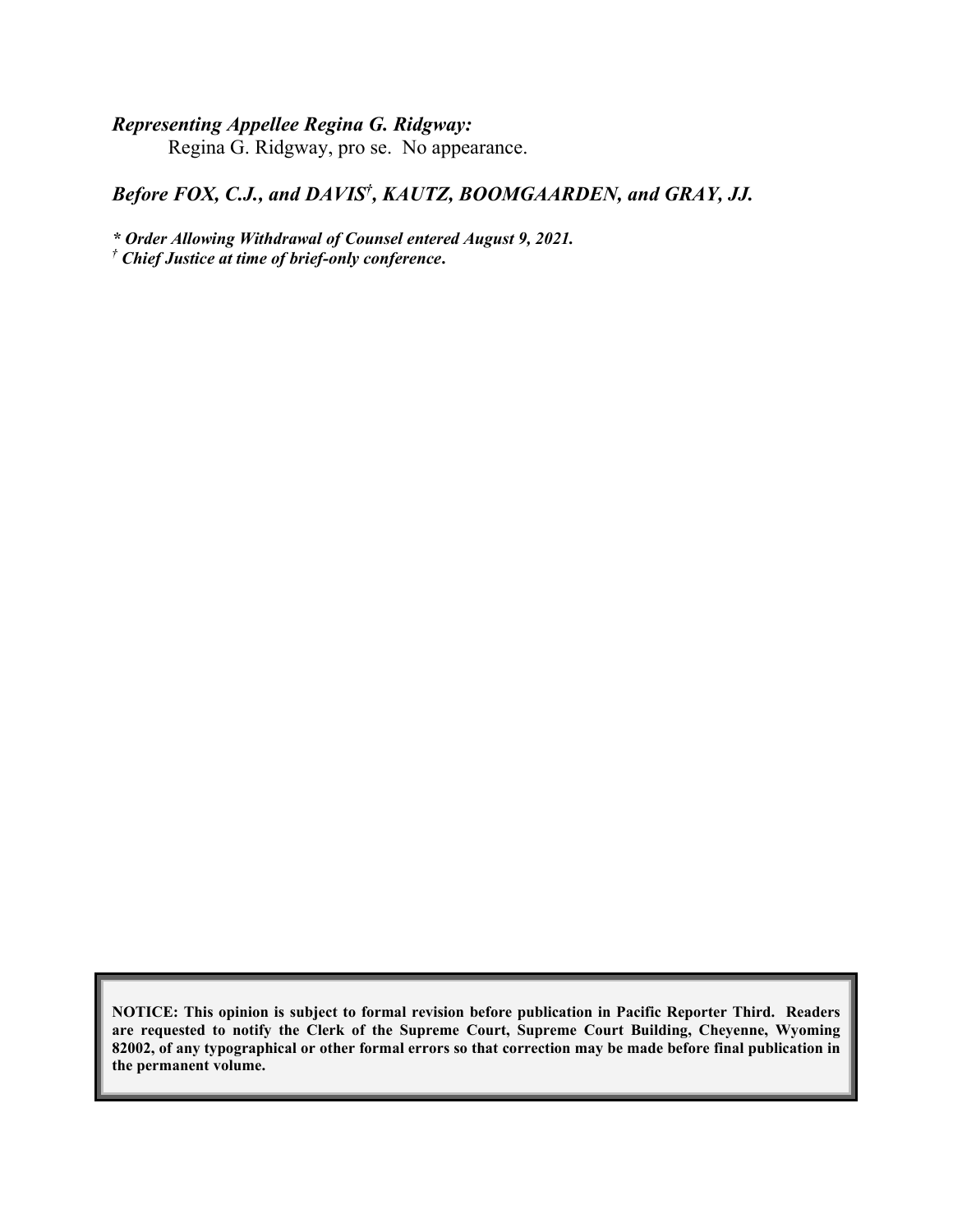***Representing Appellee Regina G. Ridgway:***

Regina G. Ridgway, pro se. No appearance.

***Before FOX, C.J., and DAVIS[†], KAUTZ, BOOMGAARDEN, and GRAY, JJ.***

***\* Order Allowing Withdrawal of Counsel entered August 9, 2021.***

***[†] Chief Justice at time of brief-only conference.***

**NOTICE: This opinion is subject to formal revision before publication in Pacific Reporter Third. Readers are requested to notify the Clerk of the Supreme Court, Supreme Court Building, Cheyenne, Wyoming 82002, of any typographical or other formal errors so that correction may be made before final publication in the permanent volume.**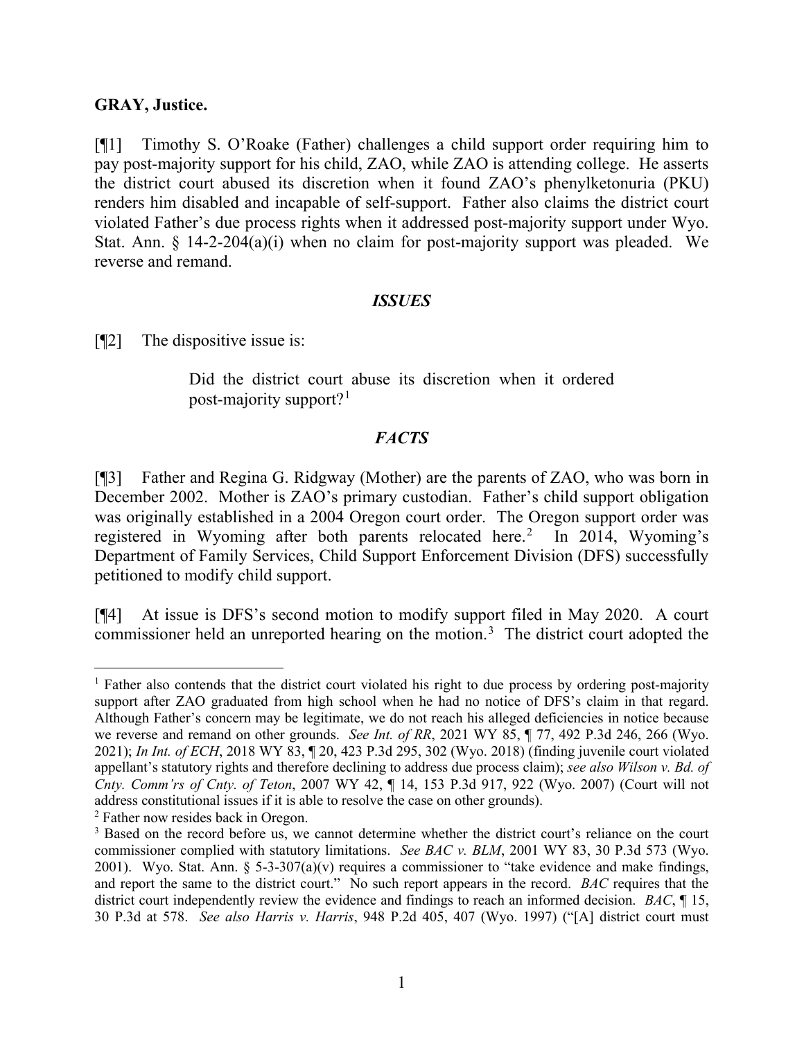**GRAY, Justice.**

[¶1] Timothy S. O'Roake (Father) challenges a child support order requiring him to pay post-majority support for his child, ZAO, while ZAO is attending college. He asserts the district court abused its discretion when it found ZAO's phenylketonuria (PKU) renders him disabled and incapable of self-support. Father also claims the district court violated Father's due process rights when it addressed post-majority support under Wyo. Stat. Ann. § 14-2-204(a)(i) when no claim for post-majority support was pleaded. We reverse and remand.

### *ISSUES*

[¶2] The dispositive issue is:

> Did the district court abuse its discretion when it ordered post-majority support?[1]

### *FACTS*

[¶3] Father and Regina G. Ridgway (Mother) are the parents of ZAO, who was born in December 2002. Mother is ZAO's primary custodian. Father's child support obligation was originally established in a 2004 Oregon court order. The Oregon support order was registered in Wyoming after both parents relocated here.[2] In 2014, Wyoming's Department of Family Services, Child Support Enforcement Division (DFS) successfully petitioned to modify child support.

[¶4] At issue is DFS's second motion to modify support filed in May 2020. A court commissioner held an unreported hearing on the motion.[3] The district court adopted the

---

[1] Father also contends that the district court violated his right to due process by ordering post-majority support after ZAO graduated from high school when he had no notice of DFS's claim in that regard. Although Father's concern may be legitimate, we do not reach his alleged deficiencies in notice because we reverse and remand on other grounds. *See Int. of RR*, 2021 WY 85, ¶ 77, 492 P.3d 246, 266 (Wyo. 2021); *In Int. of ECH*, 2018 WY 83, ¶ 20, 423 P.3d 295, 302 (Wyo. 2018) (finding juvenile court violated appellant's statutory rights and therefore declining to address due process claim); *see also Wilson v. Bd. of Cnty. Comm'rs of Cnty. of Teton*, 2007 WY 42, ¶ 14, 153 P.3d 917, 922 (Wyo. 2007) (Court will not address constitutional issues if it is able to resolve the case on other grounds).

[2] Father now resides back in Oregon.

[3] Based on the record before us, we cannot determine whether the district court's reliance on the court commissioner complied with statutory limitations. *See BAC v. BLM*, 2001 WY 83, 30 P.3d 573 (Wyo. 2001). Wyo. Stat. Ann. § 5-3-307(a)(v) requires a commissioner to "take evidence and make findings, and report the same to the district court." No such report appears in the record. *BAC* requires that the district court independently review the evidence and findings to reach an informed decision. *BAC*, ¶ 15, 30 P.3d at 578. *See also Harris v. Harris*, 948 P.2d 405, 407 (Wyo. 1997) ("[A] district court must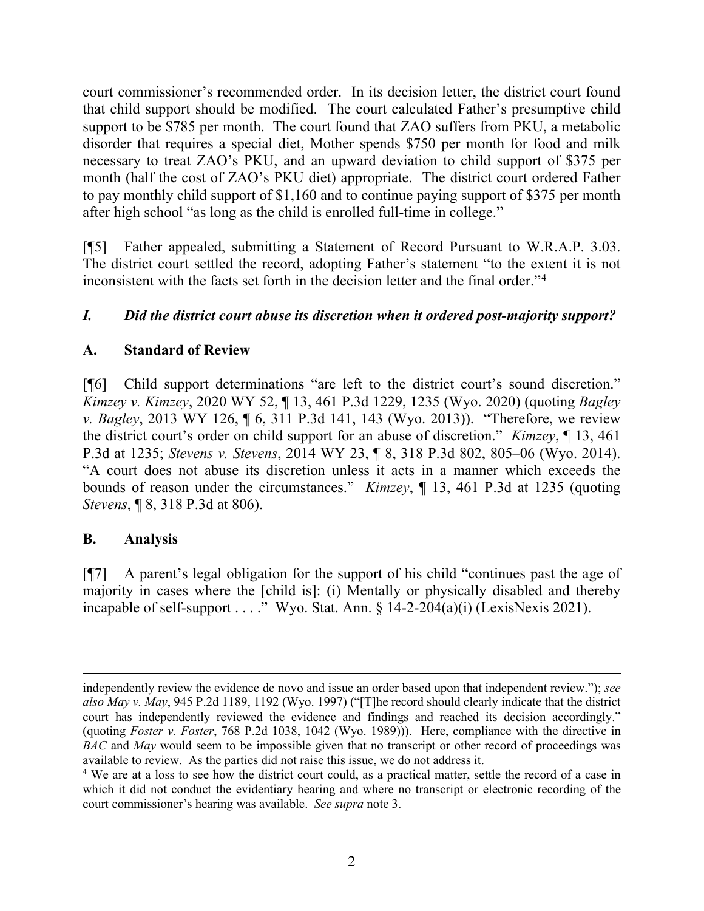court commissioner's recommended order. In its decision letter, the district court found that child support should be modified. The court calculated Father's presumptive child support to be $785 per month. The court found that ZAO suffers from PKU, a metabolic disorder that requires a special diet, Mother spends $750 per month for food and milk necessary to treat ZAO's PKU, and an upward deviation to child support of $375 per month (half the cost of ZAO's PKU diet) appropriate. The district court ordered Father to pay monthly child support of $1,160 and to continue paying support of $375 per month after high school "as long as the child is enrolled full-time in college."

[¶5] Father appealed, submitting a Statement of Record Pursuant to W.R.A.P. 3.03. The district court settled the record, adopting Father's statement "to the extent it is not inconsistent with the facts set forth in the decision letter and the final order."[4]

### *I. Did the district court abuse its discretion when it ordered post-majority support?*

#### A. Standard of Review

[¶6] Child support determinations "are left to the district court's sound discretion." *Kimzey v. Kimzey*, 2020 WY 52, ¶ 13, 461 P.3d 1229, 1235 (Wyo. 2020) (quoting *Bagley v. Bagley*, 2013 WY 126, ¶ 6, 311 P.3d 141, 143 (Wyo. 2013)). "Therefore, we review the district court's order on child support for an abuse of discretion." *Kimzey*, ¶ 13, 461 P.3d at 1235; *Stevens v. Stevens*, 2014 WY 23, ¶ 8, 318 P.3d 802, 805–06 (Wyo. 2014). "A court does not abuse its discretion unless it acts in a manner which exceeds the bounds of reason under the circumstances." *Kimzey*, ¶ 13, 461 P.3d at 1235 (quoting *Stevens*, ¶ 8, 318 P.3d at 806).

#### B. Analysis

[¶7] A parent's legal obligation for the support of his child "continues past the age of majority in cases where the [child is]: (i) Mentally or physically disabled and thereby incapable of self-support . . . ." Wyo. Stat. Ann. § 14-2-204(a)(i) (LexisNexis 2021).

---

independently review the evidence de novo and issue an order based upon that independent review."); *see also May v. May*, 945 P.2d 1189, 1192 (Wyo. 1997) ("[T]he record should clearly indicate that the district court has independently reviewed the evidence and findings and reached its decision accordingly." (quoting *Foster v. Foster*, 768 P.2d 1038, 1042 (Wyo. 1989))). Here, compliance with the directive in *BAC* and *May* would seem to be impossible given that no transcript or other record of proceedings was available to review. As the parties did not raise this issue, we do not address it.

[4] We are at a loss to see how the district court could, as a practical matter, settle the record of a case in which it did not conduct the evidentiary hearing and where no transcript or electronic recording of the court commissioner's hearing was available. *See supra* note 3.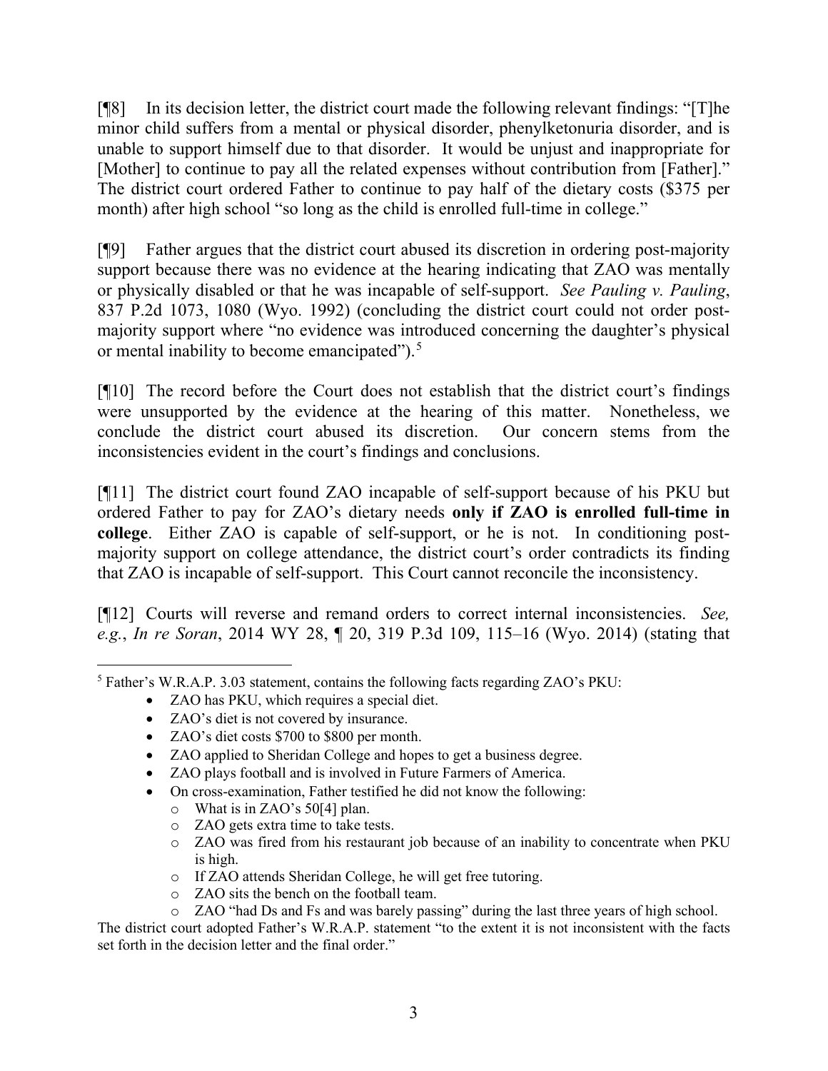[¶8] In its decision letter, the district court made the following relevant findings: "[T]he minor child suffers from a mental or physical disorder, phenylketonuria disorder, and is unable to support himself due to that disorder. It would be unjust and inappropriate for [Mother] to continue to pay all the related expenses without contribution from [Father]." The district court ordered Father to continue to pay half of the dietary costs ($375 per month) after high school "so long as the child is enrolled full-time in college."

[¶9] Father argues that the district court abused its discretion in ordering post-majority support because there was no evidence at the hearing indicating that ZAO was mentally or physically disabled or that he was incapable of self-support. *See Pauling v. Pauling*, 837 P.2d 1073, 1080 (Wyo. 1992) (concluding the district court could not order post-majority support where "no evidence was introduced concerning the daughter's physical or mental inability to become emancipated").[5]

[¶10] The record before the Court does not establish that the district court's findings were unsupported by the evidence at the hearing of this matter. Nonetheless, we conclude the district court abused its discretion. Our concern stems from the inconsistencies evident in the court's findings and conclusions.

[¶11] The district court found ZAO incapable of self-support because of his PKU but ordered Father to pay for ZAO's dietary needs **only if ZAO is enrolled full-time in college**. Either ZAO is capable of self-support, or he is not. In conditioning post-majority support on college attendance, the district court's order contradicts its finding that ZAO is incapable of self-support. This Court cannot reconcile the inconsistency.

[¶12] Courts will reverse and remand orders to correct internal inconsistencies. *See, e.g.*, *In re Soran*, 2014 WY 28, ¶ 20, 319 P.3d 109, 115–16 (Wyo. 2014) (stating that

---

[5] Father's W.R.A.P. 3.03 statement, contains the following facts regarding ZAO's PKU:

- ZAO has PKU, which requires a special diet.
- ZAO's diet is not covered by insurance.
- ZAO's diet costs $700 to $800 per month.
- ZAO applied to Sheridan College and hopes to get a business degree.
- ZAO plays football and is involved in Future Farmers of America.
- On cross-examination, Father testified he did not know the following:
  - What is in ZAO's 50[4] plan.
  - ZAO gets extra time to take tests.
  - ZAO was fired from his restaurant job because of an inability to concentrate when PKU is high.
  - If ZAO attends Sheridan College, he will get free tutoring.
  - ZAO sits the bench on the football team.
  - ZAO "had Ds and Fs and was barely passing" during the last three years of high school.

The district court adopted Father's W.R.A.P. statement "to the extent it is not inconsistent with the facts set forth in the decision letter and the final order."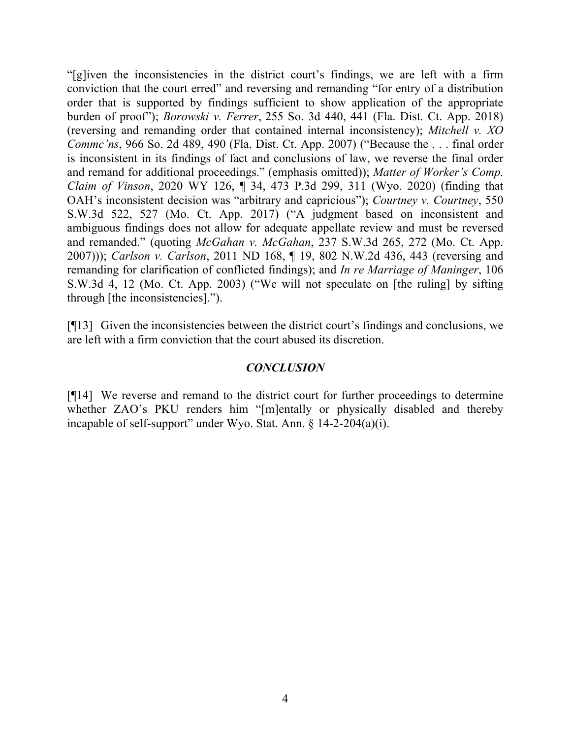"[g]iven the inconsistencies in the district court's findings, we are left with a firm conviction that the court erred" and reversing and remanding "for entry of a distribution order that is supported by findings sufficient to show application of the appropriate burden of proof"); *Borowski v. Ferrer*, 255 So. 3d 440, 441 (Fla. Dist. Ct. App. 2018) (reversing and remanding order that contained internal inconsistency); *Mitchell v. XO Commc'ns*, 966 So. 2d 489, 490 (Fla. Dist. Ct. App. 2007) ("Because the . . . final order is inconsistent in its findings of fact and conclusions of law, we reverse the final order and remand for additional proceedings." (emphasis omitted)); *Matter of Worker's Comp. Claim of Vinson*, 2020 WY 126, ¶ 34, 473 P.3d 299, 311 (Wyo. 2020) (finding that OAH's inconsistent decision was "arbitrary and capricious"); *Courtney v. Courtney*, 550 S.W.3d 522, 527 (Mo. Ct. App. 2017) ("A judgment based on inconsistent and ambiguous findings does not allow for adequate appellate review and must be reversed and remanded." (quoting *McGahan v. McGahan*, 237 S.W.3d 265, 272 (Mo. Ct. App. 2007))); *Carlson v. Carlson*, 2011 ND 168, ¶ 19, 802 N.W.2d 436, 443 (reversing and remanding for clarification of conflicted findings); and *In re Marriage of Maninger*, 106 S.W.3d 4, 12 (Mo. Ct. App. 2003) ("We will not speculate on [the ruling] by sifting through [the inconsistencies].").

[¶13] Given the inconsistencies between the district court's findings and conclusions, we are left with a firm conviction that the court abused its discretion.

## *CONCLUSION*

[¶14] We reverse and remand to the district court for further proceedings to determine whether ZAO's PKU renders him "[m]entally or physically disabled and thereby incapable of self-support" under Wyo. Stat. Ann. § 14-2-204(a)(i).